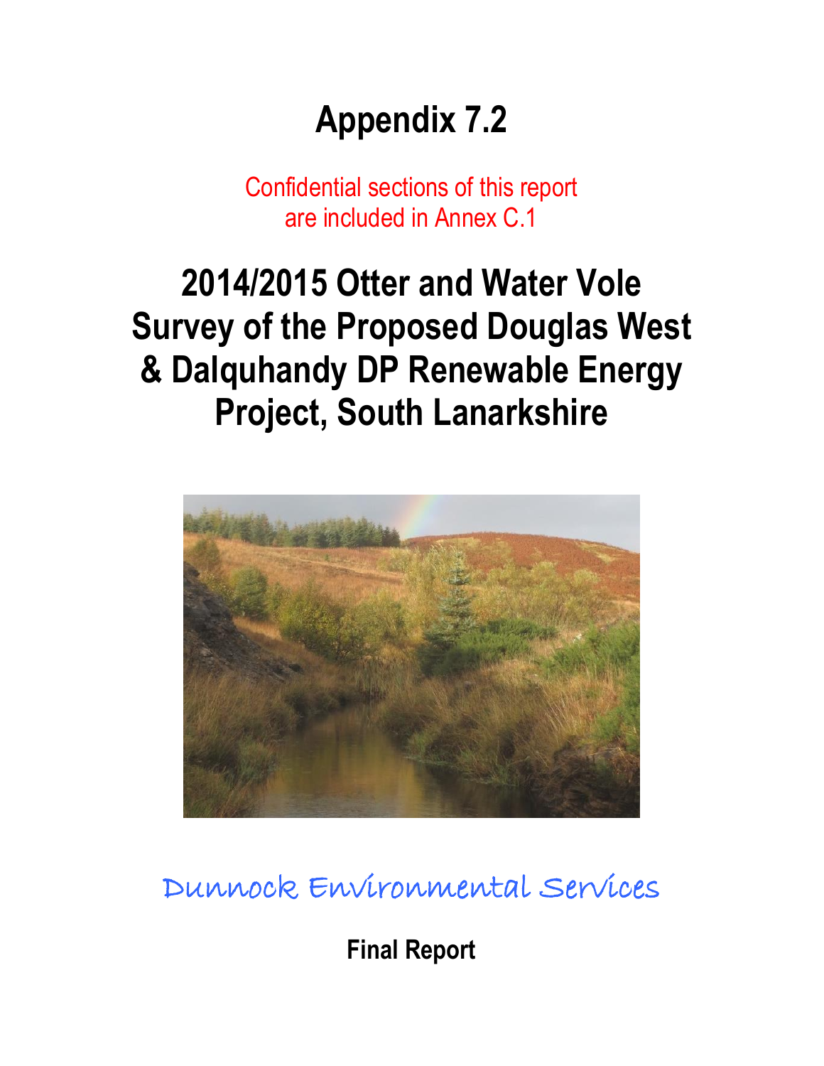# Appendix 7.2

Confidential sections of this report are included in Annex C.1

# 2014/2015 Otter and Water Vole Survey of the Proposed Douglas West & Dalquhandy DP Renewable Energy Project, South Lanarkshire

Dunnock Environmental Services

**Final Report**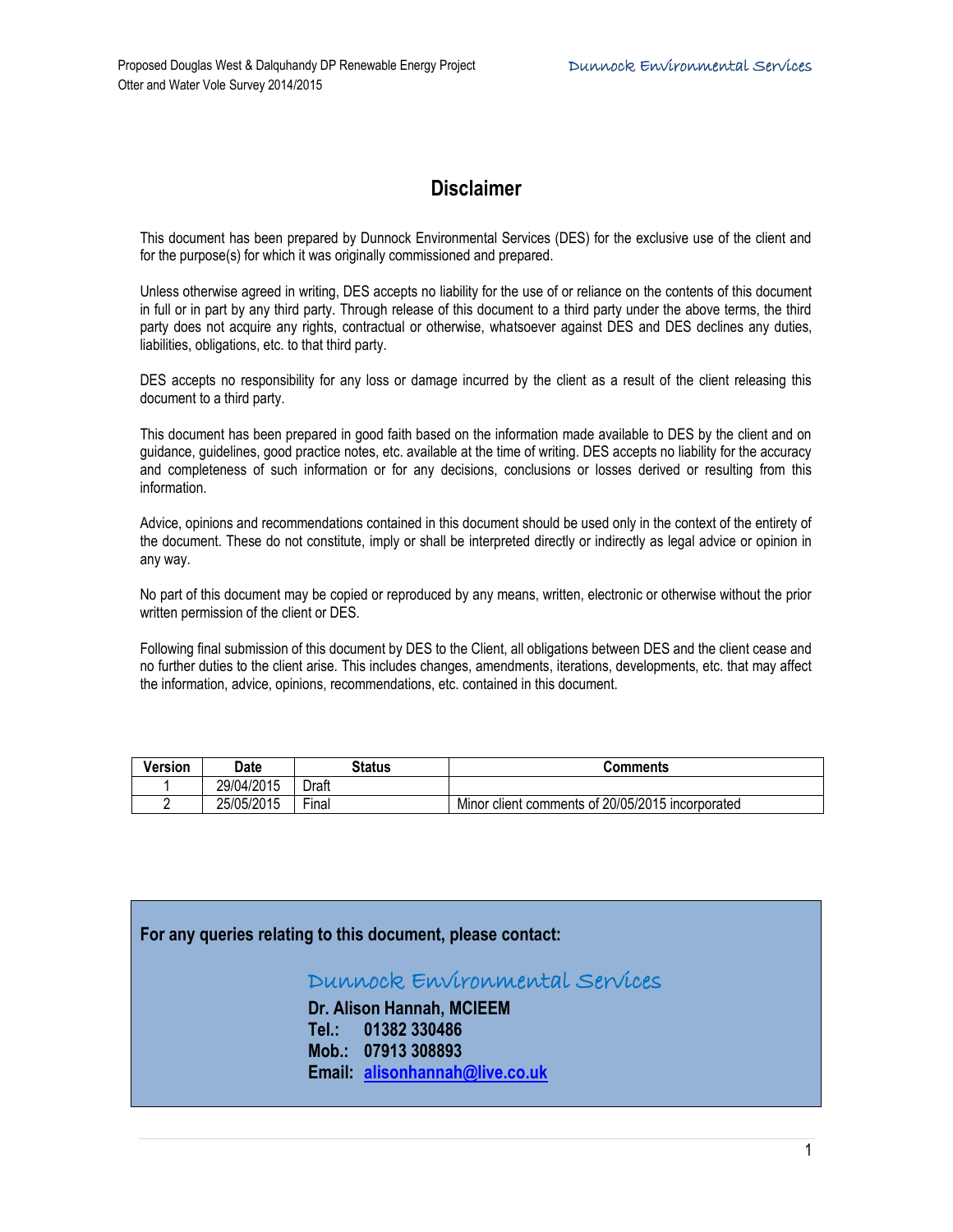# Disclaimer

This document has been prepared by Dunnock Environmental Services (DES) for the exclusive use of the client and for the purpose(s) for which it was originally commissioned and prepared.

Unless otherwise agreed in writing, DES accepts no liability for the use of or reliance on the contents of this document in full or in part by any third party. Through release of this document to a third party under the above terms, the third party does not acquire any rights, contractual or otherwise, whatsoever against DES and DES declines any duties, liabilities, obligations, etc. to that third party.

DES accepts no responsibility for any loss or damage incurred by the client as a result of the client releasing this document to a third party.

This document has been prepared in good faith based on the information made available to DES by the client and on guidance, guidelines, good practice notes, etc. available at the time of writing. DES accepts no liability for the accuracy and completeness of such information or for any decisions, conclusions or losses derived or resulting from this information.

Advice, opinions and recommendations contained in this document should be used only in the context of the entirety of the document. These do not constitute, imply or shall be interpreted directly or indirectly as legal advice or opinion in any way.

No part of this document may be copied or reproduced by any means, written, electronic or otherwise without the prior written permission of the client or DES.

Following final submission of this document by DES to the Client, all obligations between DES and the client cease and no further duties to the client arise. This includes changes, amendments, iterations, developments, etc. that may affect the information, advice, opinions, recommendations, etc. contained in this document.

| Version | Date | Status | Comments |
|---|---|---|---|
| 1 | 29/04/2015 | Draft | |
| 2 | 25/05/2015 | Final | Minor client comments of 20/05/2015 incorporated |

**For any queries relating to this document, please contact:**

Dunnock Environmental Services

**Dr. Alison Hannah, MCIEEM**
**Tel.: 01382 330486**
**Mob.: 07913 308893**
**Email: alisonhannah@live.co.uk**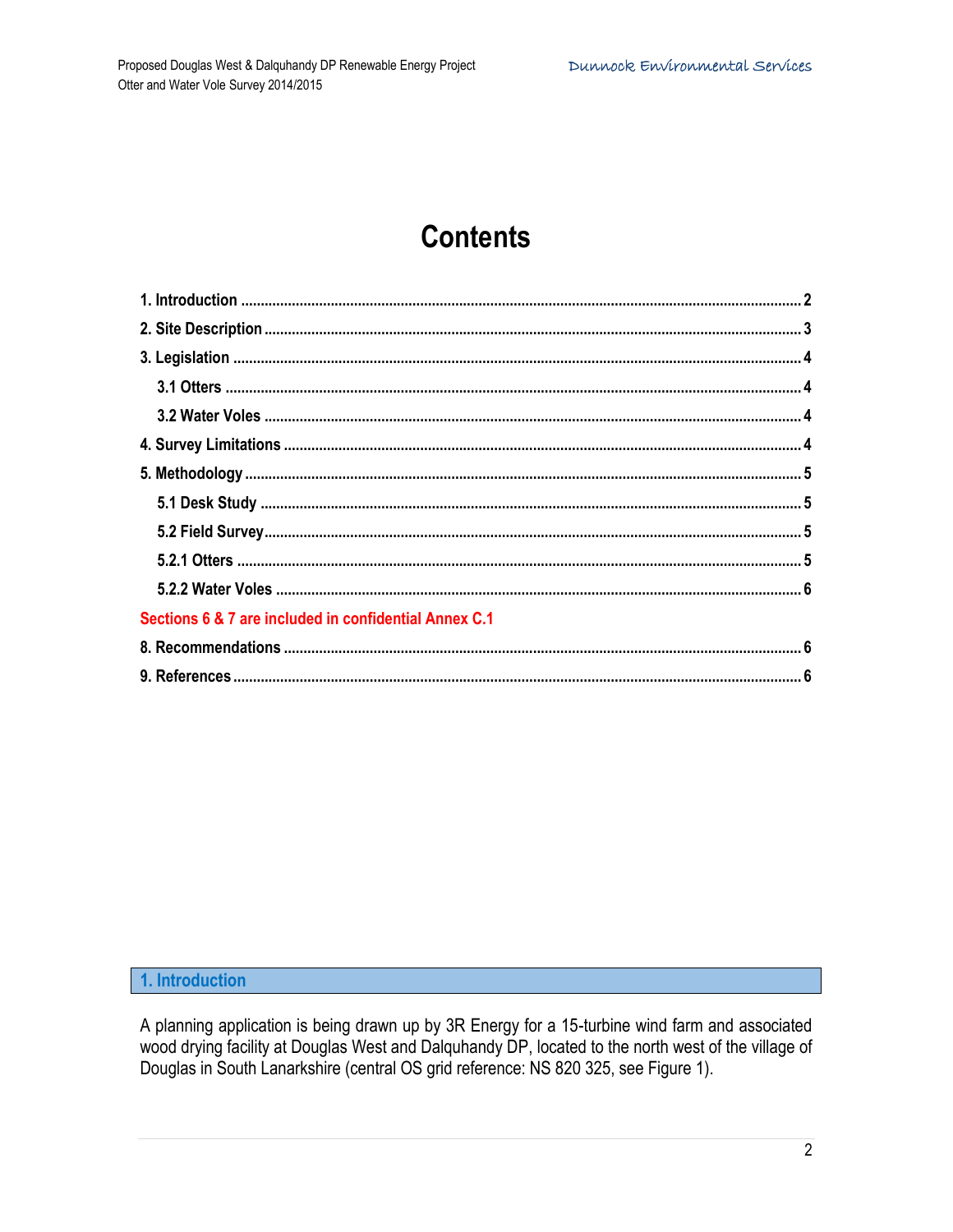# Contents

1. Introduction ........ 2
2. Site Description ........ 3
3. Legislation ........ 4
    - 3.1 Otters ........ 4
    - 3.2 Water Voles ........ 4
4. Survey Limitations ........ 4
5. Methodology ........ 5
    - 5.1 Desk Study ........ 5
    - 5.2 Field Survey ........ 5
    - 5.2.1 Otters ........ 5
    - 5.2.2 Water Voles ........ 6

**Sections 6 & 7 are included in confidential Annex C.1**

8. Recommendations ........ 6
9. References ........ 6

## 1. Introduction

A planning application is being drawn up by 3R Energy for a 15-turbine wind farm and associated wood drying facility at Douglas West and Dalquhandy DP, located to the north west of the village of Douglas in South Lanarkshire (central OS grid reference: NS 820 325, see Figure 1).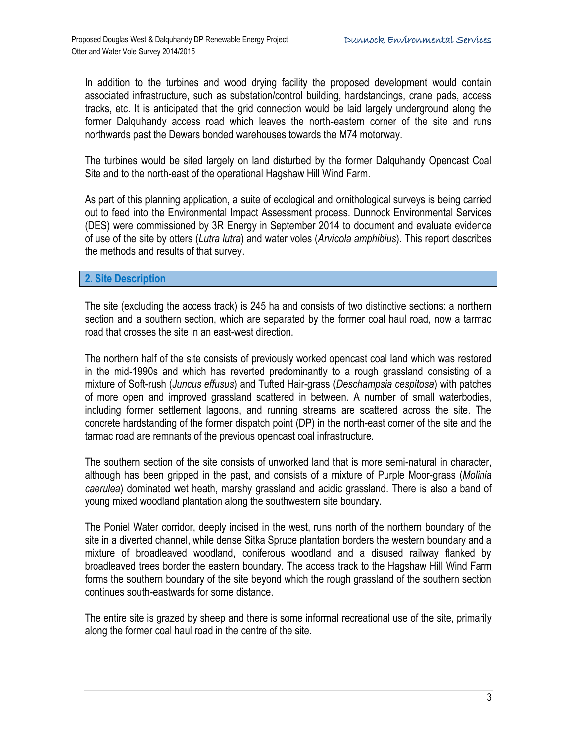In addition to the turbines and wood drying facility the proposed development would contain associated infrastructure, such as substation/control building, hardstandings, crane pads, access tracks, etc. It is anticipated that the grid connection would be laid largely underground along the former Dalquhandy access road which leaves the north-eastern corner of the site and runs northwards past the Dewars bonded warehouses towards the M74 motorway.

The turbines would be sited largely on land disturbed by the former Dalquhandy Opencast Coal Site and to the north-east of the operational Hagshaw Hill Wind Farm.

As part of this planning application, a suite of ecological and ornithological surveys is being carried out to feed into the Environmental Impact Assessment process. Dunnock Environmental Services (DES) were commissioned by 3R Energy in September 2014 to document and evaluate evidence of use of the site by otters (*Lutra lutra*) and water voles (*Arvicola amphibius*). This report describes the methods and results of that survey.

## 2. Site Description

The site (excluding the access track) is 245 ha and consists of two distinctive sections: a northern section and a southern section, which are separated by the former coal haul road, now a tarmac road that crosses the site in an east-west direction.

The northern half of the site consists of previously worked opencast coal land which was restored in the mid-1990s and which has reverted predominantly to a rough grassland consisting of a mixture of Soft-rush (*Juncus effusus*) and Tufted Hair-grass (*Deschampsia cespitosa*) with patches of more open and improved grassland scattered in between. A number of small waterbodies, including former settlement lagoons, and running streams are scattered across the site. The concrete hardstanding of the former dispatch point (DP) in the north-east corner of the site and the tarmac road are remnants of the previous opencast coal infrastructure.

The southern section of the site consists of unworked land that is more semi-natural in character, although has been gripped in the past, and consists of a mixture of Purple Moor-grass (*Molinia caerulea*) dominated wet heath, marshy grassland and acidic grassland. There is also a band of young mixed woodland plantation along the southwestern site boundary.

The Poniel Water corridor, deeply incised in the west, runs north of the northern boundary of the site in a diverted channel, while dense Sitka Spruce plantation borders the western boundary and a mixture of broadleaved woodland, coniferous woodland and a disused railway flanked by broadleaved trees border the eastern boundary. The access track to the Hagshaw Hill Wind Farm forms the southern boundary of the site beyond which the rough grassland of the southern section continues south-eastwards for some distance.

The entire site is grazed by sheep and there is some informal recreational use of the site, primarily along the former coal haul road in the centre of the site.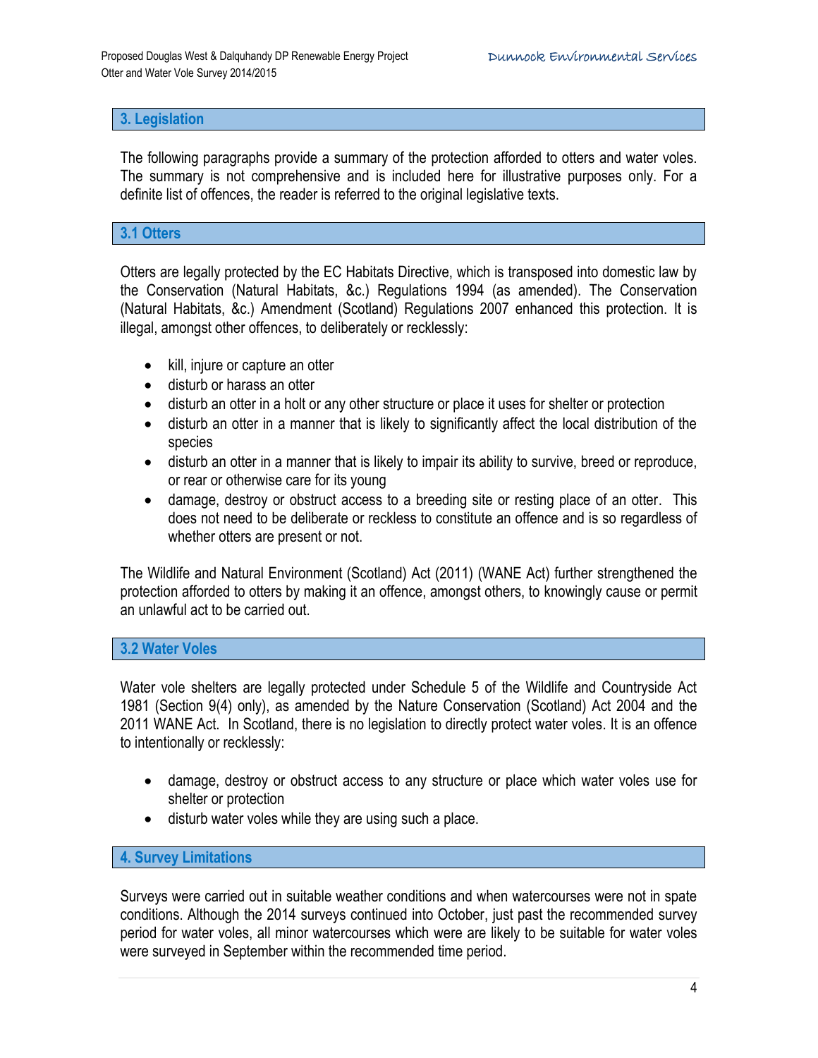## 3. Legislation

The following paragraphs provide a summary of the protection afforded to otters and water voles. The summary is not comprehensive and is included here for illustrative purposes only. For a definite list of offences, the reader is referred to the original legislative texts.

### 3.1 Otters

Otters are legally protected by the EC Habitats Directive, which is transposed into domestic law by the Conservation (Natural Habitats, &c.) Regulations 1994 (as amended). The Conservation (Natural Habitats, &c.) Amendment (Scotland) Regulations 2007 enhanced this protection. It is illegal, amongst other offences, to deliberately or recklessly:

- kill, injure or capture an otter
- disturb or harass an otter
- disturb an otter in a holt or any other structure or place it uses for shelter or protection
- disturb an otter in a manner that is likely to significantly affect the local distribution of the species
- disturb an otter in a manner that is likely to impair its ability to survive, breed or reproduce, or rear or otherwise care for its young
- damage, destroy or obstruct access to a breeding site or resting place of an otter. This does not need to be deliberate or reckless to constitute an offence and is so regardless of whether otters are present or not.

The Wildlife and Natural Environment (Scotland) Act (2011) (WANE Act) further strengthened the protection afforded to otters by making it an offence, amongst others, to knowingly cause or permit an unlawful act to be carried out.

### 3.2 Water Voles

Water vole shelters are legally protected under Schedule 5 of the Wildlife and Countryside Act 1981 (Section 9(4) only), as amended by the Nature Conservation (Scotland) Act 2004 and the 2011 WANE Act. In Scotland, there is no legislation to directly protect water voles. It is an offence to intentionally or recklessly:

- damage, destroy or obstruct access to any structure or place which water voles use for shelter or protection
- disturb water voles while they are using such a place.

## 4. Survey Limitations

Surveys were carried out in suitable weather conditions and when watercourses were not in spate conditions. Although the 2014 surveys continued into October, just past the recommended survey period for water voles, all minor watercourses which were are likely to be suitable for water voles were surveyed in September within the recommended time period.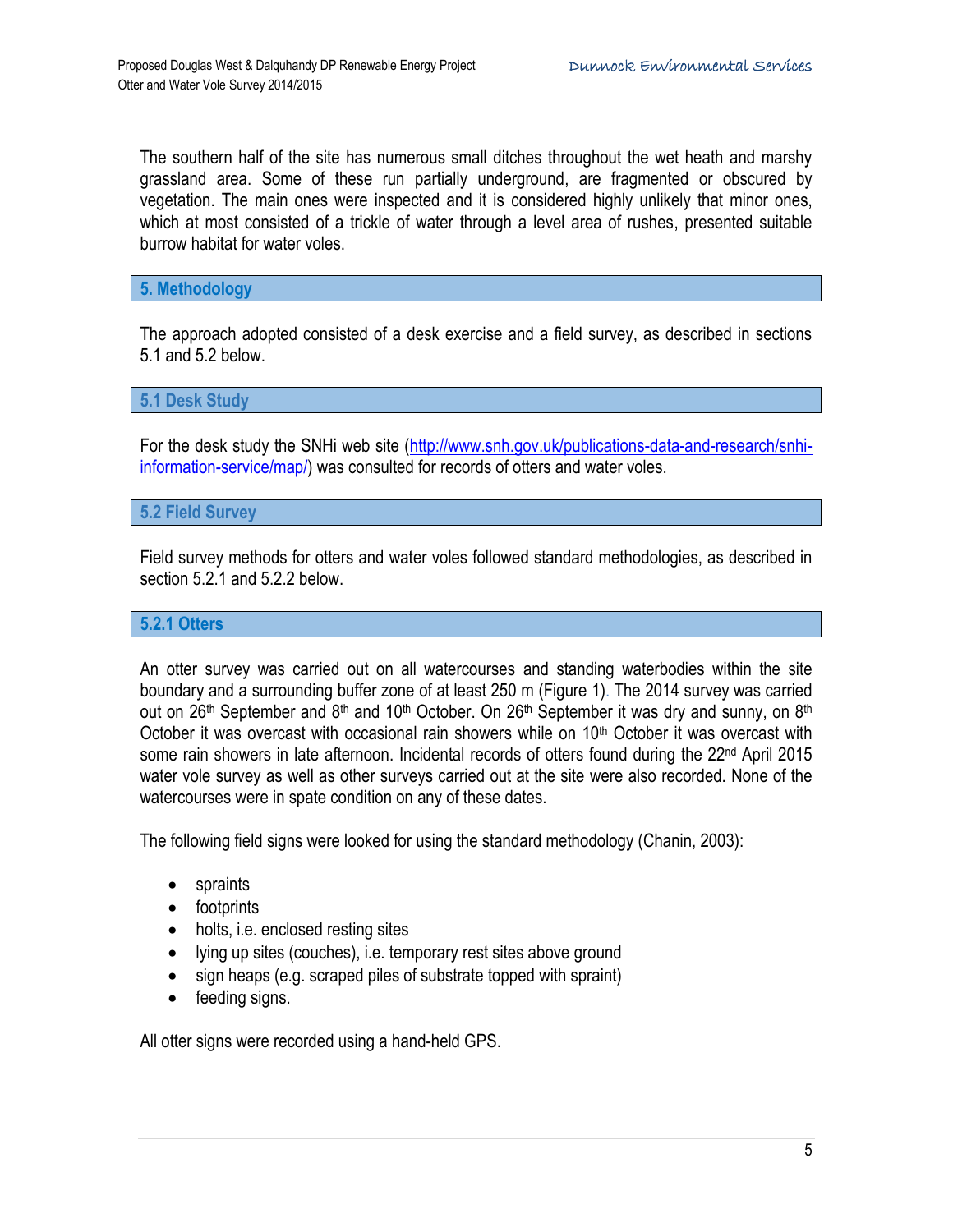The southern half of the site has numerous small ditches throughout the wet heath and marshy grassland area. Some of these run partially underground, are fragmented or obscured by vegetation. The main ones were inspected and it is considered highly unlikely that minor ones, which at most consisted of a trickle of water through a level area of rushes, presented suitable burrow habitat for water voles.

## 5. Methodology

The approach adopted consisted of a desk exercise and a field survey, as described in sections 5.1 and 5.2 below.

### 5.1 Desk Study

For the desk study the SNHi web site (http://www.snh.gov.uk/publications-data-and-research/snhi-information-service/map/) was consulted for records of otters and water voles.

### 5.2 Field Survey

Field survey methods for otters and water voles followed standard methodologies, as described in section 5.2.1 and 5.2.2 below.

#### 5.2.1 Otters

An otter survey was carried out on all watercourses and standing waterbodies within the site boundary and a surrounding buffer zone of at least 250 m (Figure 1). The 2014 survey was carried out on 26th September and 8th and 10th October. On 26th September it was dry and sunny, on 8th October it was overcast with occasional rain showers while on 10th October it was overcast with some rain showers in late afternoon. Incidental records of otters found during the 22nd April 2015 water vole survey as well as other surveys carried out at the site were also recorded. None of the watercourses were in spate condition on any of these dates.

The following field signs were looked for using the standard methodology (Chanin, 2003):

- spraints
- footprints
- holts, i.e. enclosed resting sites
- lying up sites (couches), i.e. temporary rest sites above ground
- sign heaps (e.g. scraped piles of substrate topped with spraint)
- feeding signs.

All otter signs were recorded using a hand-held GPS.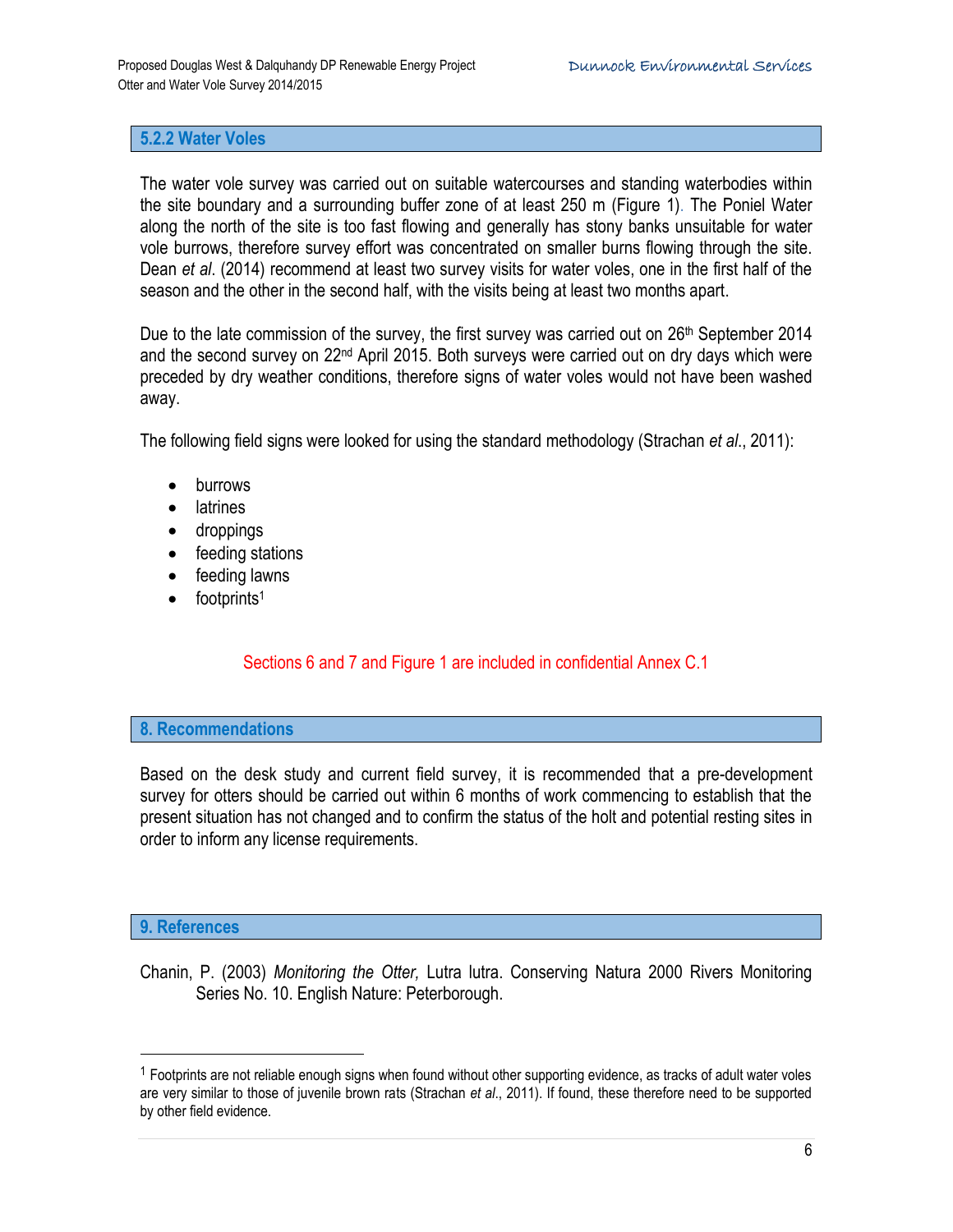### 5.2.2 Water Voles

The water vole survey was carried out on suitable watercourses and standing waterbodies within the site boundary and a surrounding buffer zone of at least 250 m (Figure 1). The Poniel Water along the north of the site is too fast flowing and generally has stony banks unsuitable for water vole burrows, therefore survey effort was concentrated on smaller burns flowing through the site. Dean *et al*. (2014) recommend at least two survey visits for water voles, one in the first half of the season and the other in the second half, with the visits being at least two months apart.

Due to the late commission of the survey, the first survey was carried out on 26th September 2014 and the second survey on 22nd April 2015. Both surveys were carried out on dry days which were preceded by dry weather conditions, therefore signs of water voles would not have been washed away.

The following field signs were looked for using the standard methodology (Strachan *et al*., 2011):

- burrows
- latrines
- droppings
- feeding stations
- feeding lawns
- footprints[1]

Sections 6 and 7 and Figure 1 are included in confidential Annex C.1

## 8. Recommendations

Based on the desk study and current field survey, it is recommended that a pre-development survey for otters should be carried out within 6 months of work commencing to establish that the present situation has not changed and to confirm the status of the holt and potential resting sites in order to inform any license requirements.

## 9. References

Chanin, P. (2003) *Monitoring the Otter,* Lutra lutra. Conserving Natura 2000 Rivers Monitoring Series No. 10. English Nature: Peterborough.

---

[1] Footprints are not reliable enough signs when found without other supporting evidence, as tracks of adult water voles are very similar to those of juvenile brown rats (Strachan *et al*., 2011). If found, these therefore need to be supported by other field evidence.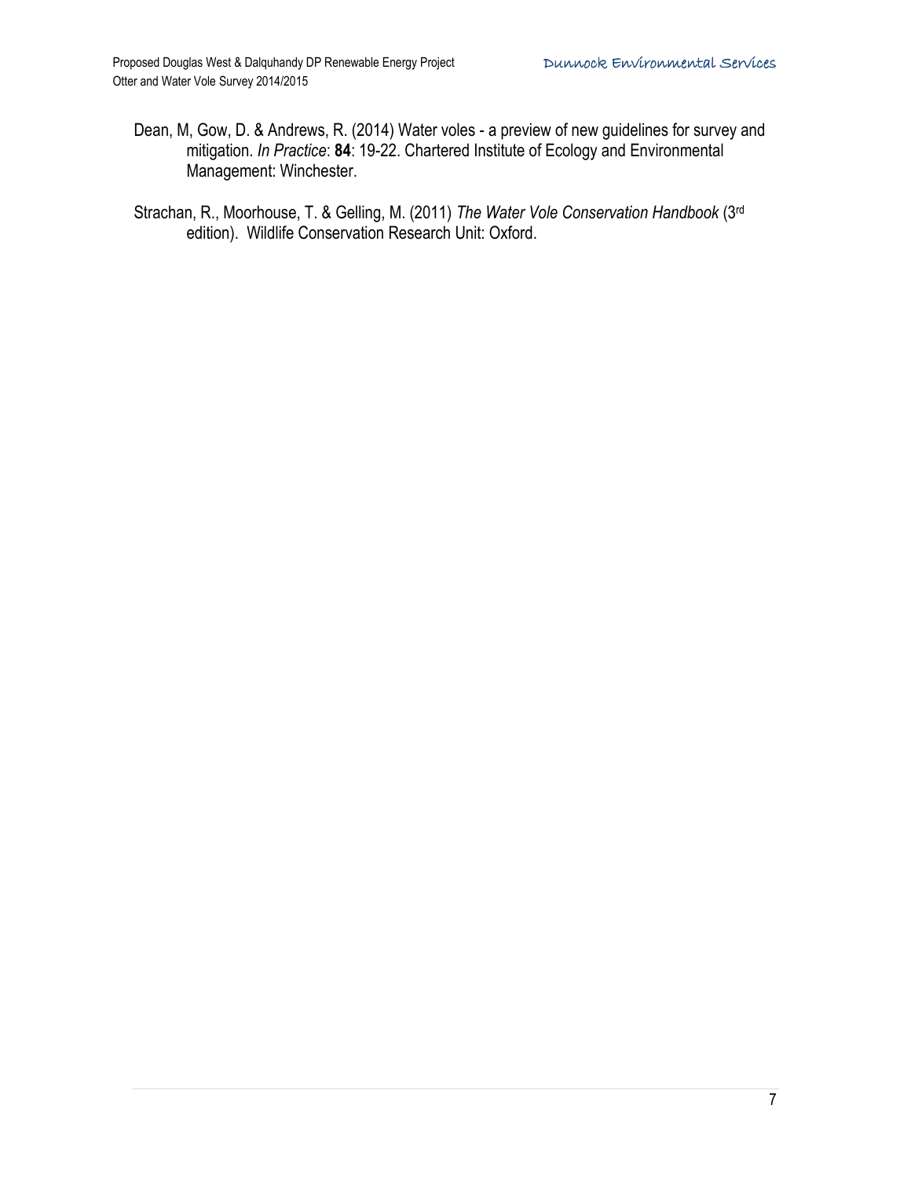Dean, M, Gow, D. & Andrews, R. (2014) Water voles - a preview of new guidelines for survey and mitigation. *In Practice*: **84**: 19-22. Chartered Institute of Ecology and Environmental Management: Winchester.

Strachan, R., Moorhouse, T. & Gelling, M. (2011) *The Water Vole Conservation Handbook* (3rd edition). Wildlife Conservation Research Unit: Oxford.